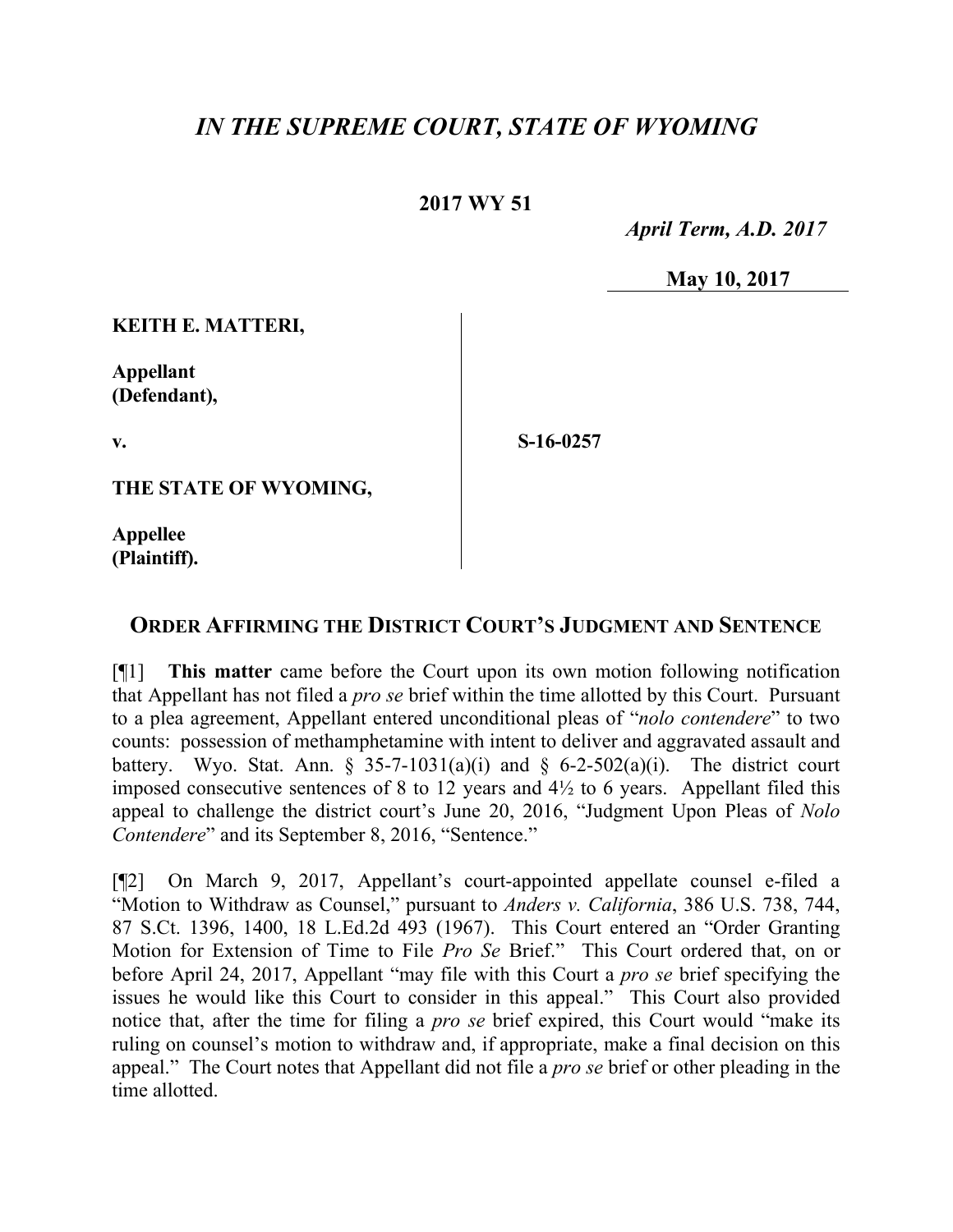# *IN THE SUPREME COURT, STATE OF WYOMING*

**2017 WY 51**

*April Term, A.D. 2017*

**May 10, 2017**

**KEITH E. MATTERI,**

**Appellant (Defendant),**

**v.**

**S-16-0257**

**THE STATE OF WYOMING,**

**Appellee (Plaintiff).**

## ORDER AFFIRMING THE DISTRICT COURT'S JUDGMENT AND SENTENCE

[¶1] **This matter** came before the Court upon its own motion following notification that Appellant has not filed a *pro se* brief within the time allotted by this Court. Pursuant to a plea agreement, Appellant entered unconditional pleas of "*nolo contendere*" to two counts: possession of methamphetamine with intent to deliver and aggravated assault and battery. Wyo. Stat. Ann. § 35-7-1031(a)(i) and § 6-2-502(a)(i). The district court imposed consecutive sentences of 8 to 12 years and 4½ to 6 years. Appellant filed this appeal to challenge the district court's June 20, 2016, "Judgment Upon Pleas of *Nolo Contendere*" and its September 8, 2016, "Sentence."

[¶2] On March 9, 2017, Appellant's court-appointed appellate counsel e-filed a "Motion to Withdraw as Counsel," pursuant to *Anders v. California*, 386 U.S. 738, 744, 87 S.Ct. 1396, 1400, 18 L.Ed.2d 493 (1967). This Court entered an "Order Granting Motion for Extension of Time to File *Pro Se* Brief." This Court ordered that, on or before April 24, 2017, Appellant "may file with this Court a *pro se* brief specifying the issues he would like this Court to consider in this appeal." This Court also provided notice that, after the time for filing a *pro se* brief expired, this Court would "make its ruling on counsel's motion to withdraw and, if appropriate, make a final decision on this appeal." The Court notes that Appellant did not file a *pro se* brief or other pleading in the time allotted.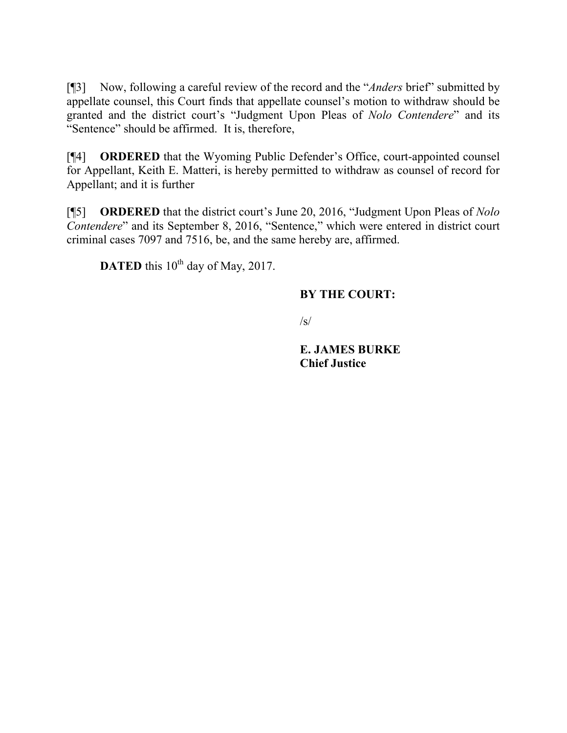[¶3] Now, following a careful review of the record and the "*Anders* brief" submitted by appellate counsel, this Court finds that appellate counsel's motion to withdraw should be granted and the district court's "Judgment Upon Pleas of *Nolo Contendere*" and its "Sentence" should be affirmed. It is, therefore,

[¶4] **ORDERED** that the Wyoming Public Defender's Office, court-appointed counsel for Appellant, Keith E. Matteri, is hereby permitted to withdraw as counsel of record for Appellant; and it is further

[¶5] **ORDERED** that the district court's June 20, 2016, "Judgment Upon Pleas of *Nolo Contendere*" and its September 8, 2016, "Sentence," which were entered in district court criminal cases 7097 and 7516, be, and the same hereby are, affirmed.

**DATED** this 10th day of May, 2017.

**BY THE COURT:**

/s/

**E. JAMES BURKE**
**Chief Justice**